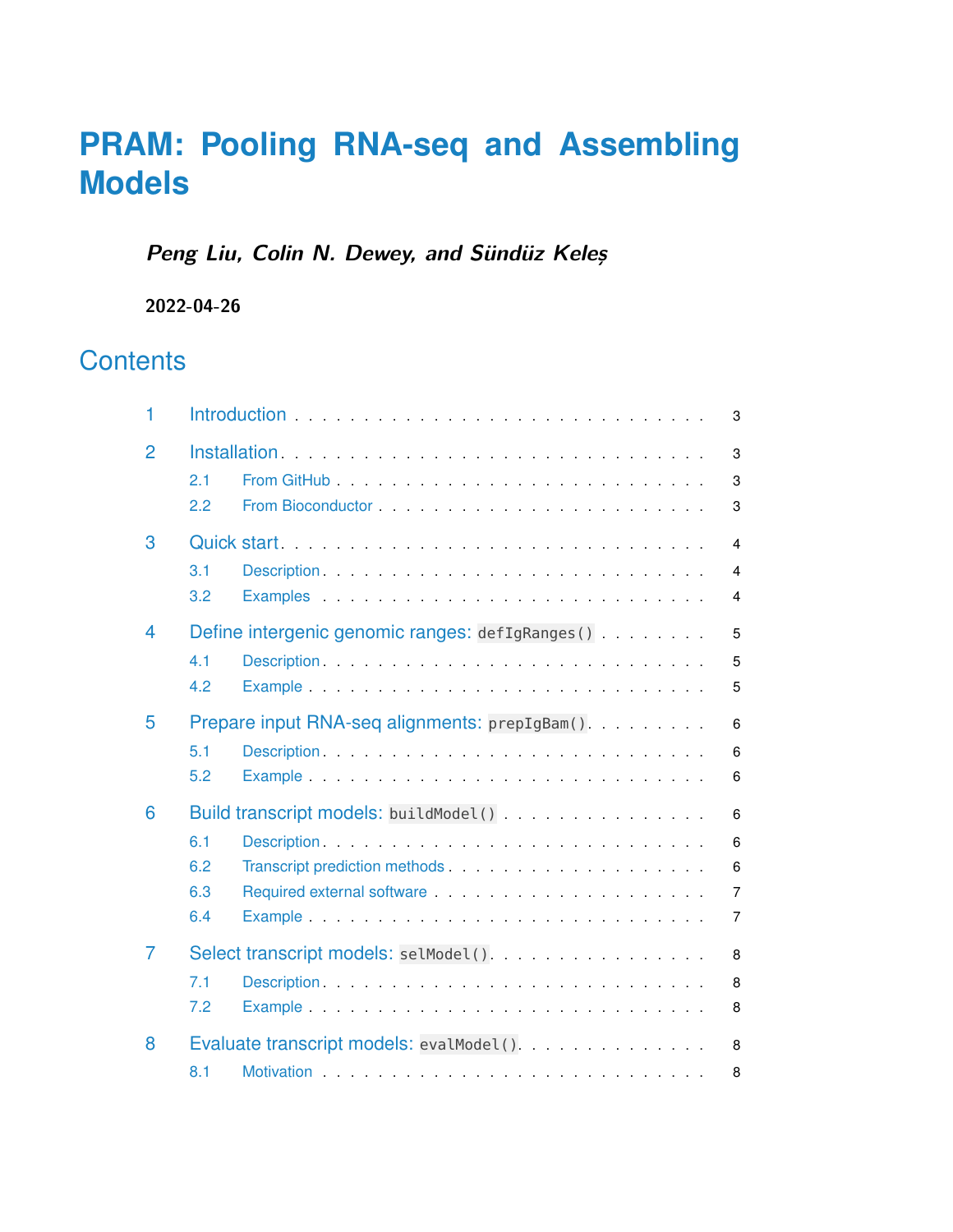# PRAM: Pooling RNA-seq and Assembling Models

***Peng Liu, Colin N. Dewey, and Sündüz Keleș***

**2022-04-26**

## Contents

1 Introduction . . . . . . . . . . 3

2 Installation . . . . . . . . . . 3

- 2.1 From GitHub . . . . . . . . . . 3
- 2.2 From Bioconductor . . . . . . . . . . 3

3 Quick start . . . . . . . . . . 4

- 3.1 Description . . . . . . . . . . 4
- 3.2 Examples . . . . . . . . . . 4

4 Define intergenic genomic ranges: `defIgRanges()` . . . . . . . . . . 5

- 4.1 Description . . . . . . . . . . 5
- 4.2 Example . . . . . . . . . . 5

5 Prepare input RNA-seq alignments: `prepIgBam()` . . . . . . . . . . 6

- 5.1 Description . . . . . . . . . . 6
- 5.2 Example . . . . . . . . . . 6

6 Build transcript models: `buildModel()` . . . . . . . . . . 6

- 6.1 Description . . . . . . . . . . 6
- 6.2 Transcript prediction methods . . . . . . . . . . 6
- 6.3 Required external software . . . . . . . . . . 7
- 6.4 Example . . . . . . . . . . 7

7 Select transcript models: `selModel()` . . . . . . . . . . 8

- 7.1 Description . . . . . . . . . . 8
- 7.2 Example . . . . . . . . . . 8

8 Evaluate transcript models: `evalModel()` . . . . . . . . . . 8

- 8.1 Motivation . . . . . . . . . . 8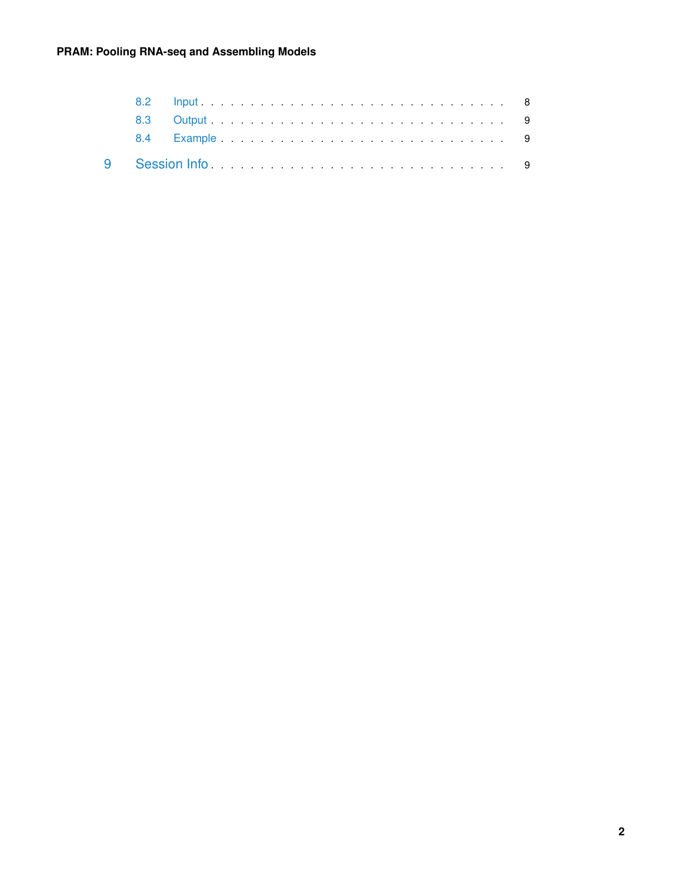8.2 Input . . . . . . . . . . . . . . . . . . . . . . . . . . . . 8

8.3 Output . . . . . . . . . . . . . . . . . . . . . . . . . . . 9

8.4 Example . . . . . . . . . . . . . . . . . . . . . . . . . . 9

9 Session Info . . . . . . . . . . . . . . . . . . . . . . . . . 9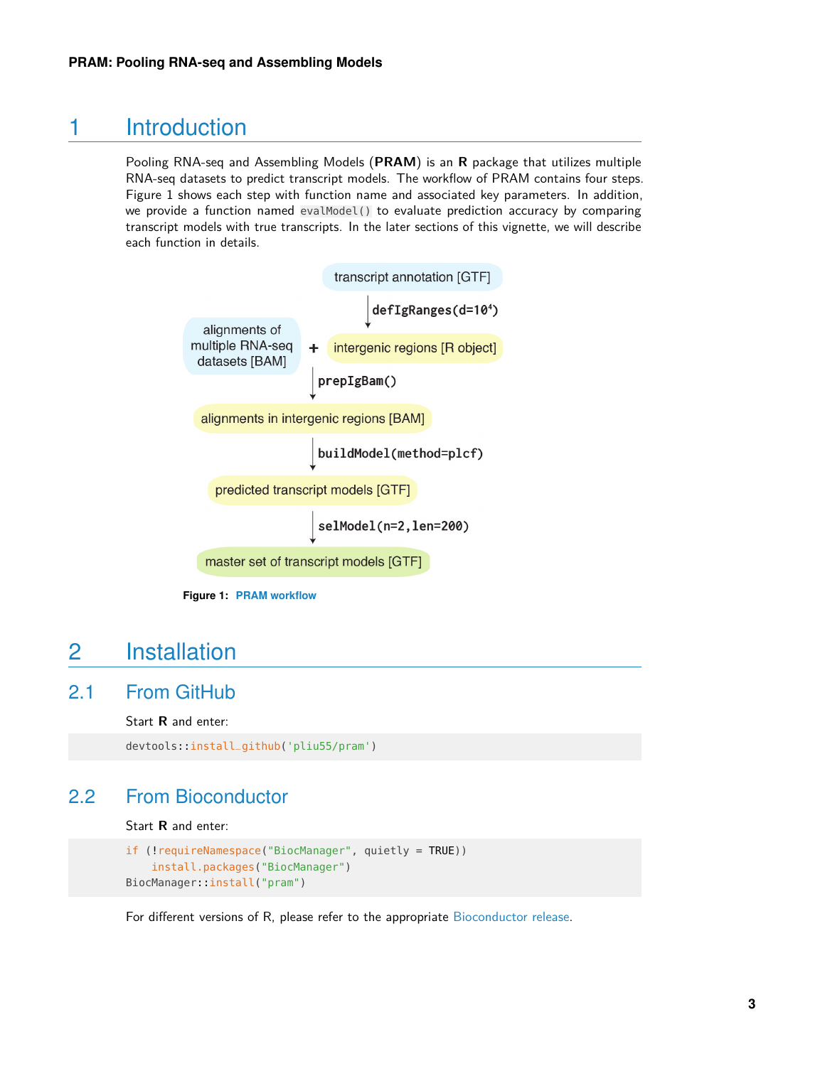# 1 Introduction

Pooling RNA-seq and Assembling Models (**PRAM**) is an **R** package that utilizes multiple RNA-seq datasets to predict transcript models. The workflow of PRAM contains four steps. Figure 1 shows each step with function name and associated key parameters. In addition, we provide a function named `evalModel()` to evaluate prediction accuracy by comparing transcript models with true transcripts. In the later sections of this vignette, we will describe each function in details.

transcript annotation [GTF]

**defIgRanges(d=$10^4$)**

alignments of multiple RNA-seq datasets [BAM] + intergenic regions [R object]

**prepIgBam()**

alignments in intergenic regions [BAM]

**buildModel(method=plcf)**

predicted transcript models [GTF]

**selModel(n=2,len=200)**

master set of transcript models [GTF]

**Figure 1: PRAM workflow**

# 2 Installation

## 2.1 From GitHub

Start **R** and enter:

```
devtools::install_github('pliu55/pram')
```

## 2.2 From Bioconductor

Start **R** and enter:

```
if (!requireNamespace("BiocManager", quietly = TRUE))
    install.packages("BiocManager")
BiocManager::install("pram")
```

For different versions of R, please refer to the appropriate Bioconductor release.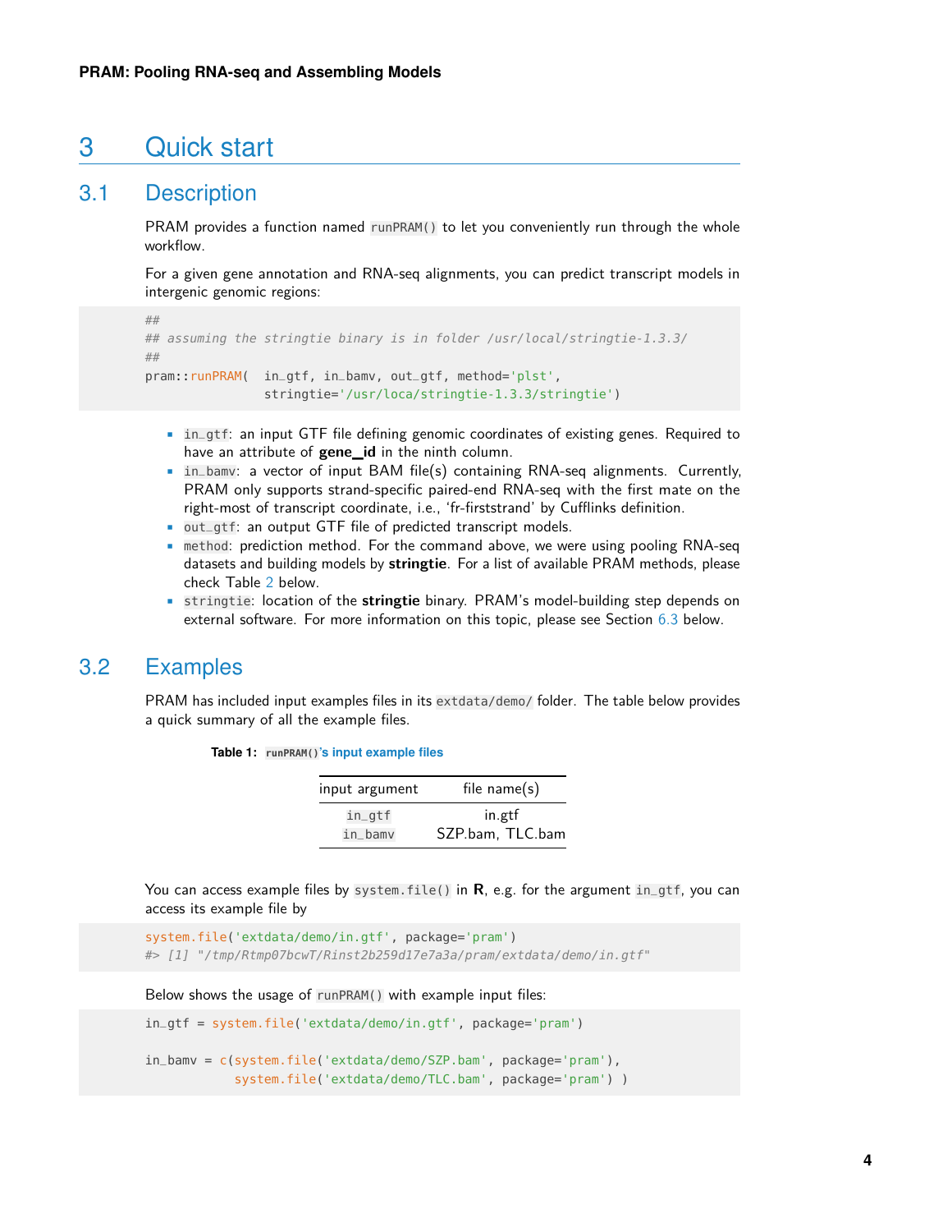# 3 Quick start

## 3.1 Description

PRAM provides a function named `runPRAM()` to let you conveniently run through the whole workflow.

For a given gene annotation and RNA-seq alignments, you can predict transcript models in intergenic genomic regions:

```
##
## assuming the stringtie binary is in folder /usr/local/stringtie-1.3.3/
##
pram::runPRAM(  in_gtf, in_bamv, out_gtf, method='plst',
                stringtie='/usr/loca/stringtie-1.3.3/stringtie')
```

- `in_gtf`: an input GTF file defining genomic coordinates of existing genes. Required to have an attribute of **gene_id** in the ninth column.
- `in_bamv`: a vector of input BAM file(s) containing RNA-seq alignments. Currently, PRAM only supports strand-specific paired-end RNA-seq with the first mate on the right-most of transcript coordinate, i.e., 'fr-firststrand' by Cufflinks definition.
- `out_gtf`: an output GTF file of predicted transcript models.
- `method`: prediction method. For the command above, we were using pooling RNA-seq datasets and building models by **stringtie**. For a list of available PRAM methods, please check Table 2 below.
- `stringtie`: location of the **stringtie** binary. PRAM's model-building step depends on external software. For more information on this topic, please see Section 6.3 below.

## 3.2 Examples

PRAM has included input examples files in its `extdata/demo/` folder. The table below provides a quick summary of all the example files.

**Table 1: `runPRAM()`'s input example files**

| input argument | file name(s) |
|---|---|
| `in_gtf` | in.gtf |
| `in_bamv` | SZP.bam, TLC.bam |

You can access example files by `system.file()` in **R**, e.g. for the argument `in_gtf`, you can access its example file by

```
system.file('extdata/demo/in.gtf', package='pram')
#> [1] "/tmp/Rtmp07bcwT/Rinst2b259d17e7a3a/pram/extdata/demo/in.gtf"
```

Below shows the usage of `runPRAM()` with example input files:

```
in_gtf = system.file('extdata/demo/in.gtf', package='pram')

in_bamv = c(system.file('extdata/demo/SZP.bam', package='pram'),
            system.file('extdata/demo/TLC.bam', package='pram') )
```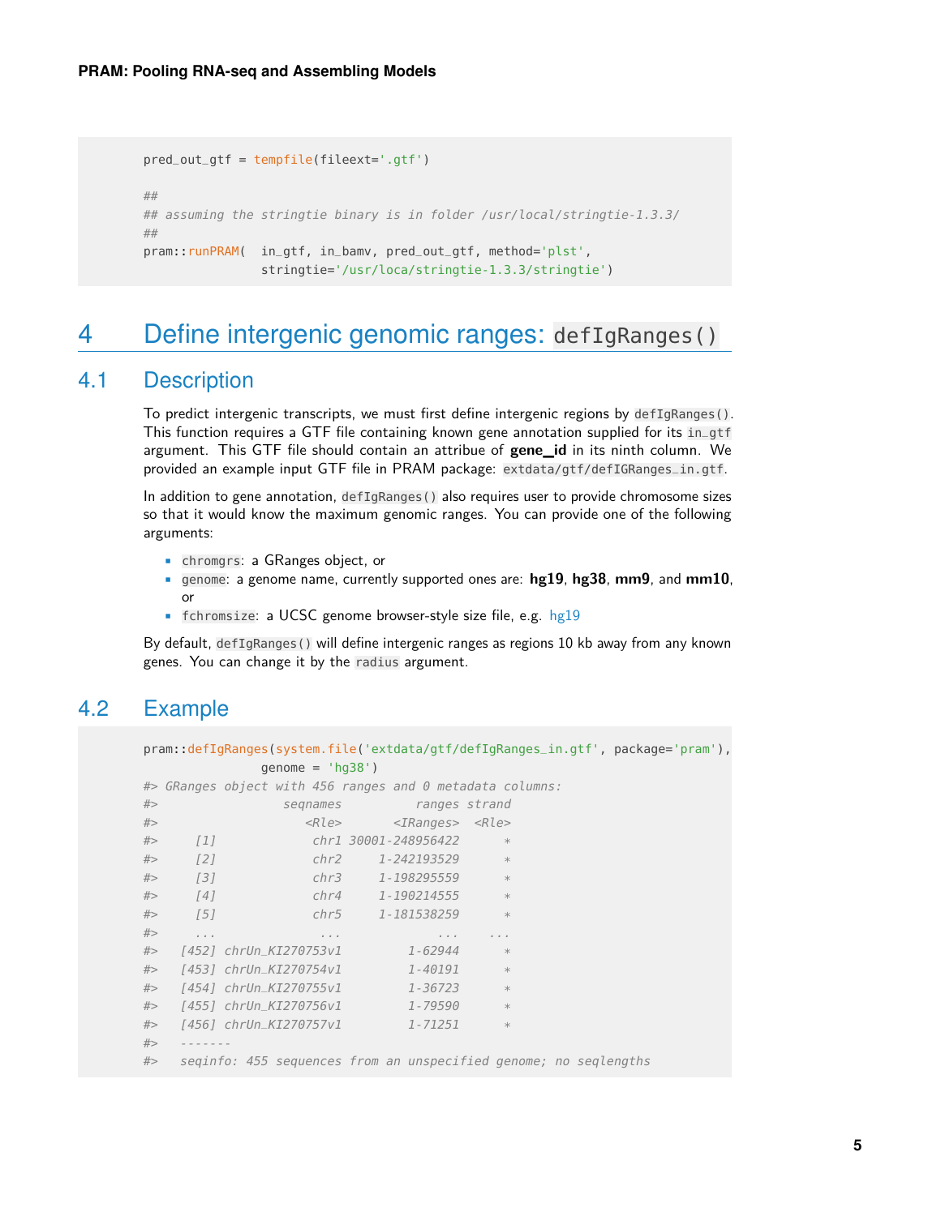```
pred_out_gtf = tempfile(fileext='.gtf')

##
## assuming the stringtie binary is in folder /usr/local/stringtie-1.3.3/
##
pram::runPRAM(  in_gtf, in_bamv, pred_out_gtf, method='plst',
                stringtie='/usr/loca/stringtie-1.3.3/stringtie')
```

# 4 Define intergenic genomic ranges: `defIgRanges()`

## 4.1 Description

To predict intergenic transcripts, we must first define intergenic regions by `defIgRanges()`. This function requires a GTF file containing known gene annotation supplied for its `in_gtf` argument. This GTF file should contain an attribue of **gene_id** in its ninth column. We provided an example input GTF file in PRAM package: `extdata/gtf/defIGRanges_in.gtf`.

In addition to gene annotation, `defIgRanges()` also requires user to provide chromosome sizes so that it would know the maximum genomic ranges. You can provide one of the following arguments:

- `chromgrs`: a GRanges object, or
- `genome`: a genome name, currently supported ones are: **hg19**, **hg38**, **mm9**, and **mm10**, or
- `fchromsize`: a UCSC genome browser-style size file, e.g. hg19

By default, `defIgRanges()` will define intergenic ranges as regions 10 kb away from any known genes. You can change it by the `radius` argument.

## 4.2 Example

```
pram::defIgRanges(system.file('extdata/gtf/defIgRanges_in.gtf', package='pram'),
                genome = 'hg38')
#> GRanges object with 456 ranges and 0 metadata columns:
#>                 seqnames          ranges strand
#>                    <Rle>       <IRanges>  <Rle>
#>     [1]             chr1 30001-248956422      *
#>     [2]             chr2     1-242193529      *
#>     [3]             chr3     1-198295559      *
#>     [4]             chr4     1-190214555      *
#>     [5]             chr5     1-181538259      *
#>     ...              ...             ...    ...
#>   [452] chrUn_KI270753v1         1-62944      *
#>   [453] chrUn_KI270754v1         1-40191      *
#>   [454] chrUn_KI270755v1         1-36723      *
#>   [455] chrUn_KI270756v1         1-79590      *
#>   [456] chrUn_KI270757v1         1-71251      *
#>   -------
#>   seqinfo: 455 sequences from an unspecified genome; no seqlengths
```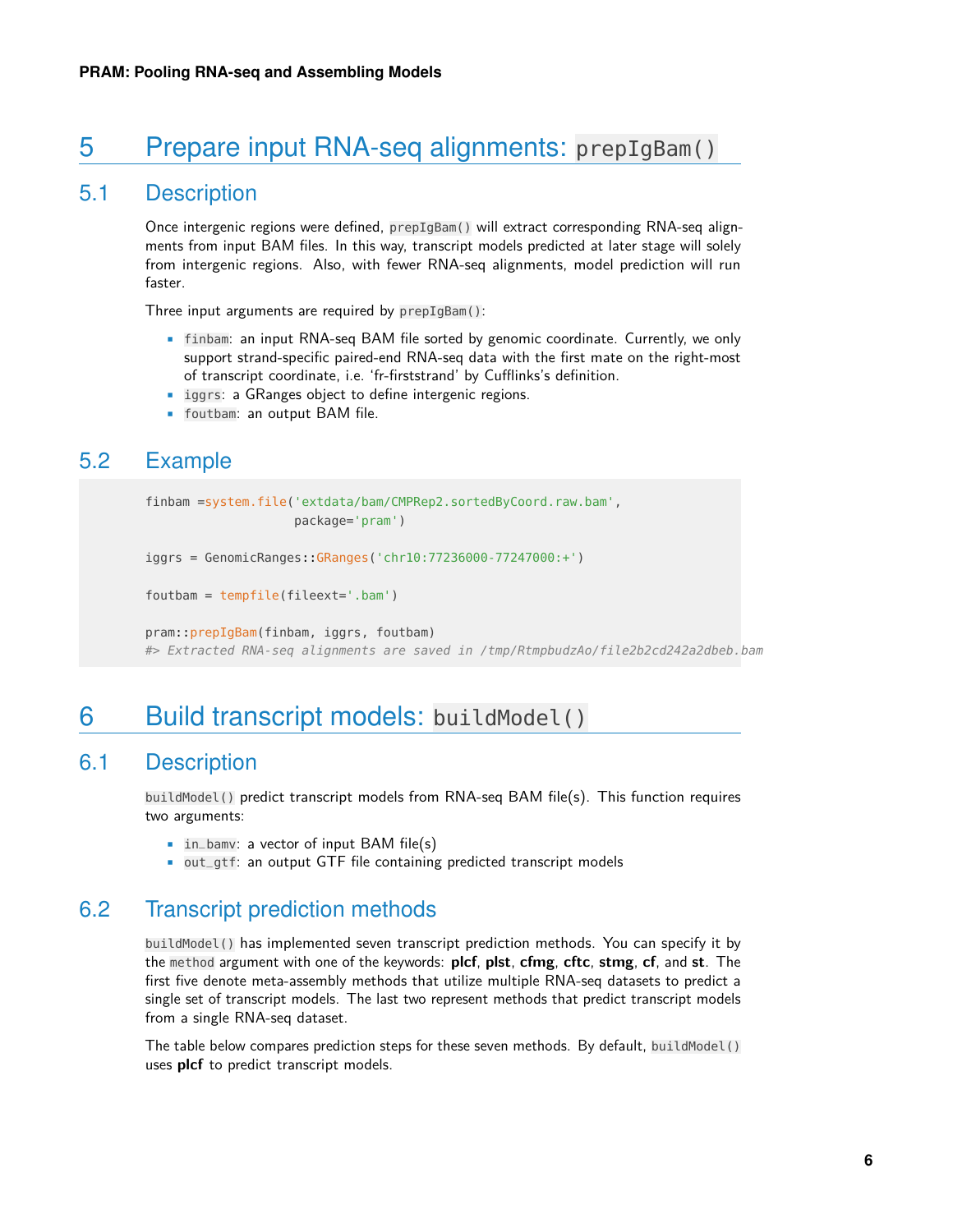# 5 Prepare input RNA-seq alignments: `prepIgBam()`

## 5.1 Description

Once intergenic regions were defined, `prepIgBam()` will extract corresponding RNA-seq alignments from input BAM files. In this way, transcript models predicted at later stage will solely from intergenic regions. Also, with fewer RNA-seq alignments, model prediction will run faster.

Three input arguments are required by `prepIgBam()`:

- `finbam`: an input RNA-seq BAM file sorted by genomic coordinate. Currently, we only support strand-specific paired-end RNA-seq data with the first mate on the right-most of transcript coordinate, i.e. 'fr-firststrand' by Cufflinks's definition.
- `iggrs`: a GRanges object to define intergenic regions.
- `foutbam`: an output BAM file.

## 5.2 Example

```
finbam =system.file('extdata/bam/CMPRep2.sortedByCoord.raw.bam',
                    package='pram')

iggrs = GenomicRanges::GRanges('chr10:77236000-77247000:+')

foutbam = tempfile(fileext='.bam')

pram::prepIgBam(finbam, iggrs, foutbam)
#> Extracted RNA-seq alignments are saved in /tmp/RtmpbudzAo/file2b2cd242a2dbeb.bam
```

# 6 Build transcript models: `buildModel()`

## 6.1 Description

`buildModel()` predict transcript models from RNA-seq BAM file(s). This function requires two arguments:

- `in_bamv`: a vector of input BAM file(s)
- `out_gtf`: an output GTF file containing predicted transcript models

## 6.2 Transcript prediction methods

`buildModel()` has implemented seven transcript prediction methods. You can specify it by the `method` argument with one of the keywords: **plcf**, **plst**, **cfmg**, **cftc**, **stmg**, **cf**, and **st**. The first five denote meta-assembly methods that utilize multiple RNA-seq datasets to predict a single set of transcript models. The last two represent methods that predict transcript models from a single RNA-seq dataset.

The table below compares prediction steps for these seven methods. By default, `buildModel()` uses **plcf** to predict transcript models.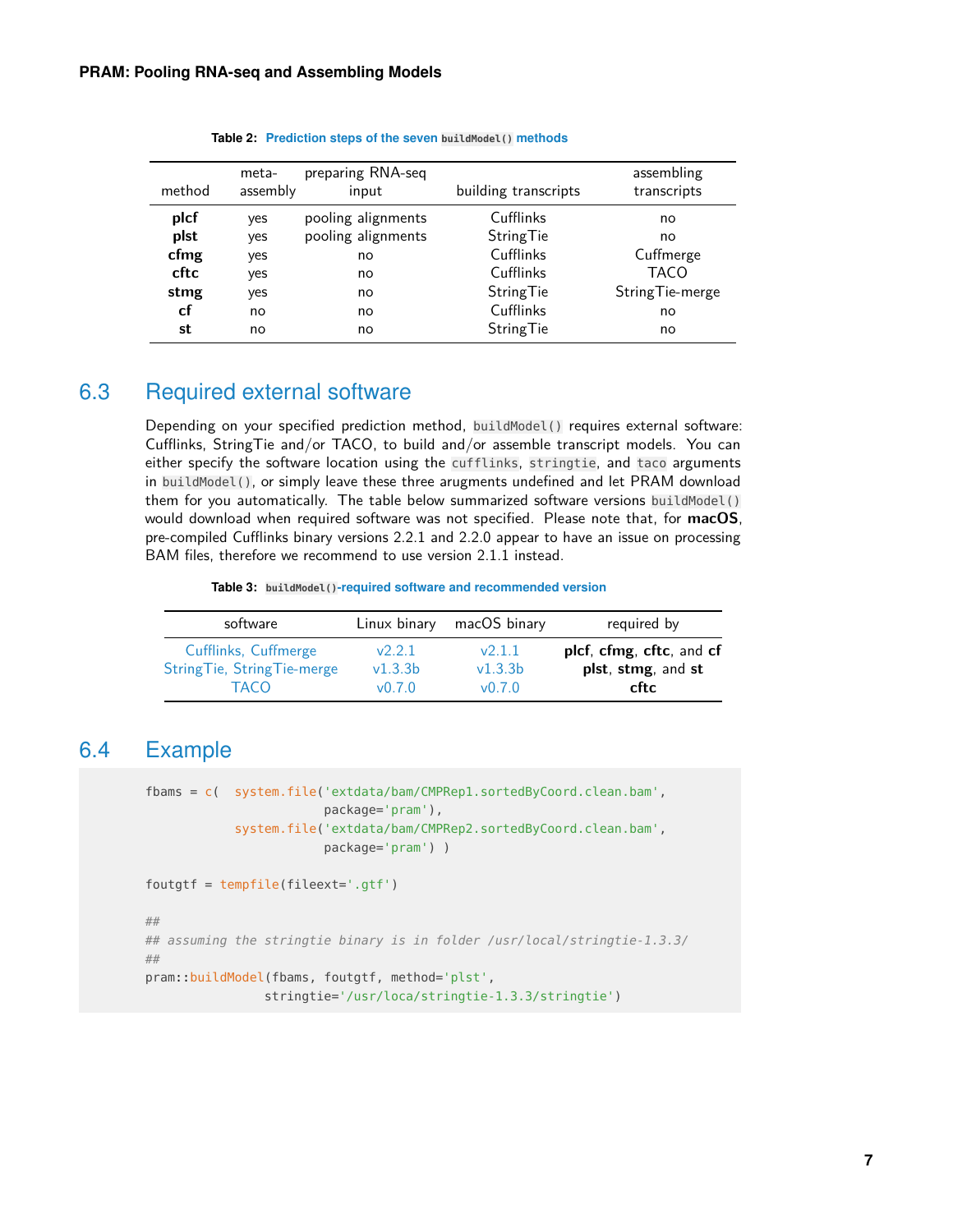**Table 2: Prediction steps of the seven `buildModel()` methods**

| method | meta-assembly | preparing RNA-seq input | building transcripts | assembling transcripts |
|---|---|---|---|---|
| **plcf** | yes | pooling alignments | Cufflinks | no |
| **plst** | yes | pooling alignments | StringTie | no |
| **cfmg** | yes | no | Cufflinks | Cuffmerge |
| **cftc** | yes | no | Cufflinks | TACO |
| **stmg** | yes | no | StringTie | StringTie-merge |
| **cf** | no | no | Cufflinks | no |
| **st** | no | no | StringTie | no |

## 6.3 Required external software

Depending on your specified prediction method, `buildModel()` requires external software: Cufflinks, StringTie and/or TACO, to build and/or assemble transcript models. You can either specify the software location using the `cufflinks`, `stringtie`, and `taco` arguments in `buildModel()`, or simply leave these three arugments undefined and let PRAM download them for you automatically. The table below summarized software versions `buildModel()` would download when required software was not specified. Please note that, for **macOS**, pre-compiled Cufflinks binary versions 2.2.1 and 2.2.0 appear to have an issue on processing BAM files, therefore we recommend to use version 2.1.1 instead.

**Table 3: `buildModel()`-required software and recommended version**

| software | Linux binary | macOS binary | required by |
|---|---|---|---|
| Cufflinks, Cuffmerge | v2.2.1 | v2.1.1 | **plcf**, **cfmg**, **cftc**, and **cf** |
| StringTie, StringTie-merge | v1.3.3b | v1.3.3b | **plst**, **stmg**, and **st** |
| TACO | v0.7.0 | v0.7.0 | **cftc** |

## 6.4 Example

```
fbams = c(  system.file('extdata/bam/CMPRep1.sortedByCoord.clean.bam',
                        package='pram'),
            system.file('extdata/bam/CMPRep2.sortedByCoord.clean.bam',
                        package='pram') )

foutgtf = tempfile(fileext='.gtf')

##
## assuming the stringtie binary is in folder /usr/local/stringtie-1.3.3/
##
pram::buildModel(fbams, foutgtf, method='plst',
                 stringtie='/usr/loca/stringtie-1.3.3/stringtie')
```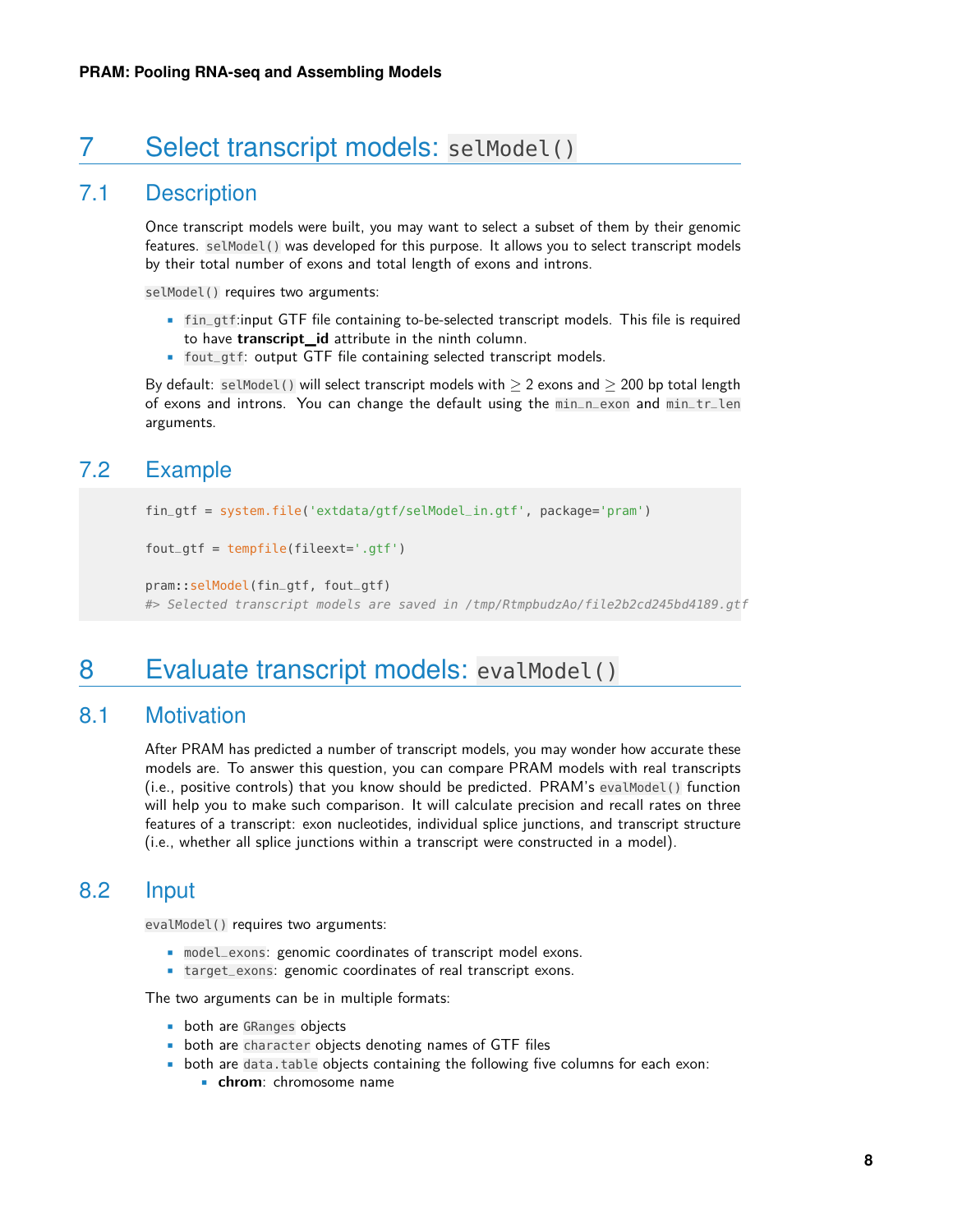# 7 Select transcript models: `selModel()`

## 7.1 Description

Once transcript models were built, you may want to select a subset of them by their genomic features. `selModel()` was developed for this purpose. It allows you to select transcript models by their total number of exons and total length of exons and introns.

`selModel()` requires two arguments:

- `fin_gtf`:input GTF file containing to-be-selected transcript models. This file is required to have **transcript_id** attribute in the ninth column.
- `fout_gtf`: output GTF file containing selected transcript models.

By default: `selModel()` will select transcript models with $\geq$ 2 exons and $\geq$ 200 bp total length of exons and introns. You can change the default using the `min_n_exon` and `min_tr_len` arguments.

## 7.2 Example

```
fin_gtf = system.file('extdata/gtf/selModel_in.gtf', package='pram')

fout_gtf = tempfile(fileext='.gtf')

pram::selModel(fin_gtf, fout_gtf)
#> Selected transcript models are saved in /tmp/RtmpbudzAo/file2b2cd245bd4189.gtf
```

# 8 Evaluate transcript models: `evalModel()`

## 8.1 Motivation

After PRAM has predicted a number of transcript models, you may wonder how accurate these models are. To answer this question, you can compare PRAM models with real transcripts (i.e., positive controls) that you know should be predicted. PRAM's `evalModel()` function will help you to make such comparison. It will calculate precision and recall rates on three features of a transcript: exon nucleotides, individual splice junctions, and transcript structure (i.e., whether all splice junctions within a transcript were constructed in a model).

## 8.2 Input

`evalModel()` requires two arguments:

- `model_exons`: genomic coordinates of transcript model exons.
- `target_exons`: genomic coordinates of real transcript exons.

The two arguments can be in multiple formats:

- both are `GRanges` objects
- both are `character` objects denoting names of GTF files
- both are `data.table` objects containing the following five columns for each exon:
  - **chrom**: chromosome name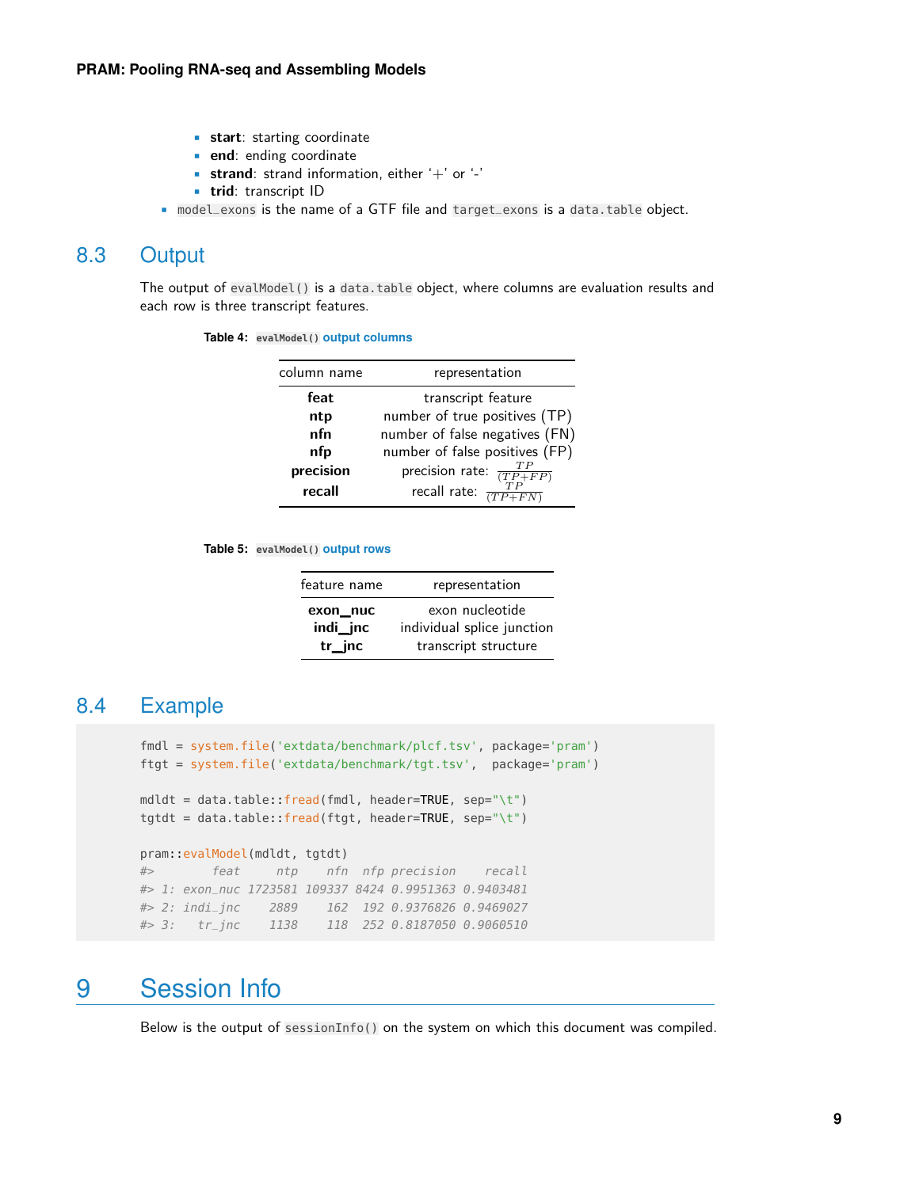- **start**: starting coordinate
- **end**: ending coordinate
- **strand**: strand information, either '+' or '-'
- **trid**: transcript ID

- `model_exons` is the name of a GTF file and `target_exons` is a `data.table` object.

## 8.3 Output

The output of `evalModel()` is a `data.table` object, where columns are evaluation results and each row is three transcript features.

**Table 4:** `evalModel()` **output columns**

| column name | representation |
|---|---|
| **feat** | transcript feature |
| **ntp** | number of true positives (TP) |
| **nfn** | number of false negatives (FN) |
| **nfp** | number of false positives (FP) |
| **precision** | precision rate: $\frac{TP}{(TP+FP)}$ |
| **recall** | recall rate: $\frac{TP}{(TP+FN)}$ |

**Table 5:** `evalModel()` **output rows**

| feature name | representation |
|---|---|
| **exon_nuc** | exon nucleotide |
| **indi_jnc** | individual splice junction |
| **tr_jnc** | transcript structure |

## 8.4 Example

```
fmdl = system.file('extdata/benchmark/plcf.tsv', package='pram')
ftgt = system.file('extdata/benchmark/tgt.tsv',  package='pram')

mdldt = data.table::fread(fmdl, header=TRUE, sep="\t")
tgtdt = data.table::fread(ftgt, header=TRUE, sep="\t")

pram::evalModel(mdldt, tgtdt)
#>        feat     ntp    nfn  nfp precision    recall
#> 1: exon_nuc 1723581 109337 8424 0.9951363 0.9403481
#> 2: indi_jnc    2889    162  192 0.9376826 0.9469027
#> 3:   tr_jnc    1138    118  252 0.8187050 0.9060510
```

# 9 Session Info

Below is the output of `sessionInfo()` on the system on which this document was compiled.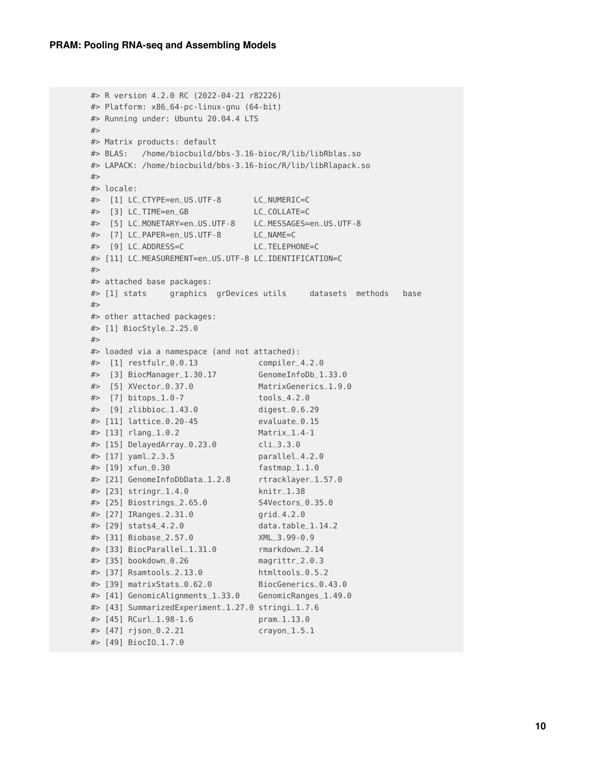```
#> R version 4.2.0 RC (2022-04-21 r82226)
#> Platform: x86_64-pc-linux-gnu (64-bit)
#> Running under: Ubuntu 20.04.4 LTS
#>
#> Matrix products: default
#> BLAS:   /home/biocbuild/bbs-3.16-bioc/R/lib/libRblas.so
#> LAPACK: /home/biocbuild/bbs-3.16-bioc/R/lib/libRlapack.so
#>
#> locale:
#>  [1] LC_CTYPE=en_US.UTF-8       LC_NUMERIC=C
#>  [3] LC_TIME=en_GB              LC_COLLATE=C
#>  [5] LC_MONETARY=en_US.UTF-8    LC_MESSAGES=en_US.UTF-8
#>  [7] LC_PAPER=en_US.UTF-8       LC_NAME=C
#>  [9] LC_ADDRESS=C               LC_TELEPHONE=C
#> [11] LC_MEASUREMENT=en_US.UTF-8 LC_IDENTIFICATION=C
#>
#> attached base packages:
#> [1] stats     graphics  grDevices utils     datasets  methods   base
#>
#> other attached packages:
#> [1] BiocStyle_2.25.0
#>
#> loaded via a namespace (and not attached):
#>  [1] restfulr_0.0.13             compiler_4.2.0
#>  [3] BiocManager_1.30.17         GenomeInfoDb_1.33.0
#>  [5] XVector_0.37.0              MatrixGenerics_1.9.0
#>  [7] bitops_1.0-7                tools_4.2.0
#>  [9] zlibbioc_1.43.0             digest_0.6.29
#> [11] lattice_0.20-45             evaluate_0.15
#> [13] rlang_1.0.2                 Matrix_1.4-1
#> [15] DelayedArray_0.23.0         cli_3.3.0
#> [17] yaml_2.3.5                  parallel_4.2.0
#> [19] xfun_0.30                   fastmap_1.1.0
#> [21] GenomeInfoDbData_1.2.8      rtracklayer_1.57.0
#> [23] stringr_1.4.0               knitr_1.38
#> [25] Biostrings_2.65.0           S4Vectors_0.35.0
#> [27] IRanges_2.31.0              grid_4.2.0
#> [29] stats4_4.2.0                data.table_1.14.2
#> [31] Biobase_2.57.0              XML_3.99-0.9
#> [33] BiocParallel_1.31.0         rmarkdown_2.14
#> [35] bookdown_0.26               magrittr_2.0.3
#> [37] Rsamtools_2.13.0            htmltools_0.5.2
#> [39] matrixStats_0.62.0          BiocGenerics_0.43.0
#> [41] GenomicAlignments_1.33.0    GenomicRanges_1.49.0
#> [43] SummarizedExperiment_1.27.0 stringi_1.7.6
#> [45] RCurl_1.98-1.6              pram_1.13.0
#> [47] rjson_0.2.21                crayon_1.5.1
#> [49] BiocIO_1.7.0
```